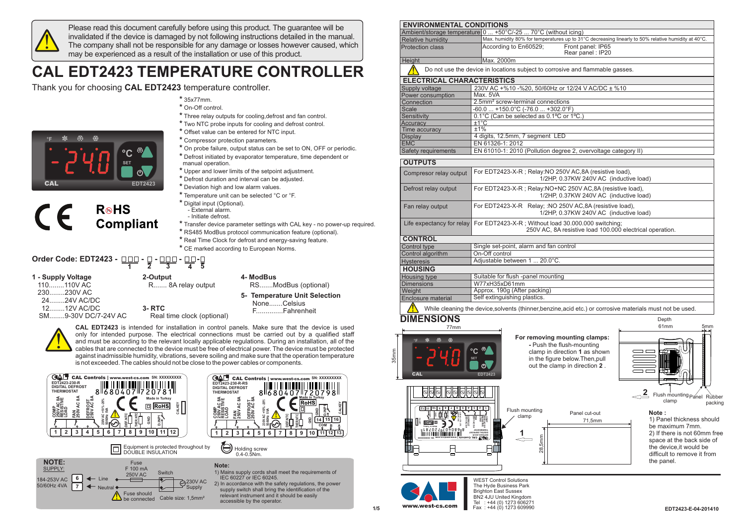Please read this document carefully before using this product. The guarantee will be invalidated if the device is damaged by not following instructions detailed in the manual. The company shall not be responsible for any damage or losses however caused, which may be experienced as a result of the installation or use of this product.

# CAL EDT2423 TEMPERATURE CONTROLLER

Thank you for choosing **CAL EDT2423** temperature controller.

- 35x77mm.
- On-Off control.
- Three relay outputs for cooling,defrost and fan control.
- Two NTC probe inputs for cooling and defrost control.
- Offset value can be entered for NTC input.
- Compressor protection parameters.
- On probe failure, output status can be set to ON, OFF or periodic.
- Defrost initiated by evaporator temperature, time dependent or manual operation.
- Upper and lower limits of the setpoint adjustment.
- Defrost duration and interval can be adjusted.
- Deviation high and low alarm values.
- Temperature unit can be selected °C or °F.
- Digital input (Optional).
  - External alarm.
  - Initiate defrost.
- Transfer device parameter settings with CAL key - no power-up required.
- RS485 ModBus protocol communication feature (optional).
- Real Time Clock for defrost and energy-saving feature.
- CE marked according to European Norms.

RoHS Compliant

**Order Code: EDT2423 - □□□ - □ - □□□ - □□-□**
(1 - 2 - 3 - 4 - 5)

**1 - Supply Voltage**
110........110V AC
230........230V AC
24........24V AC/DC
12........12V AC/DC
SM........9-30V DC/7-24V AC

**2-Output**
R....... 8A relay output

**3- RTC**
Real time clock (optional)

**4- ModBus**
RS.......ModBus (optional)

**5- Temperature Unit Selection**
None.......Celsius
F..............Fahrenheit

**CAL EDT2423** is intended for installation in control panels. Make sure that the device is used only for intended purpose. The electrical connections must be carried out by a qualified staff and must be according to the relevant locally applicable regulations. During an installation, all of the cables that are connected to the device must be free of electrical power. The device must be protected against inadmissible humidity, vibrations, severe soiling and make sure that the operation temperature is not exceeded. The cables should not be close to the power cables or components.

Equipment is protected throughout by DOUBLE INSULATION

Holding screw 0.4-0.5Nm.

**NOTE:**
SUPPLY:
184-253V AC 50/60Hz 4VA — 6 ← Line, 7 ← Neutral; Fuse F 100 mA 250V AC; Switch; 230V AC Supply
Fuse should be connected. Cable size: 1,5mm²

**Note:**
1) Mains supply cords shall meet the requirements of IEC 60227 or IEC 60245.
2) In accordance with the safety regulations, the power supply switch shall bring the identification of the relevant instrument and it should be easily accessible by the operator.

## ENVIRONMENTAL CONDITIONS

| | |
|---|---|
| Ambient/storage temperature | 0 ... +50°C/-25 ... 70°C (without icing) |
| Relative humidity | Max. humidity 80% for temperatures up to 31°C decreasing linearly to 50% relative humidity at 40°C. |
| Protection class | According to En60529; Front panel: IP65, Rear panel : IP20 |
| Height | Max. 2000m |

Do not use the device in locations subject to corrosive and flammable gasses.

## ELECTRICAL CHARACTERISTICS

| | |
|---|---|
| Supply voltage | 230V AC +%10 -%20, 50/60Hz or 12/24 V AC/DC ± %10 |
| Power consumption | Max. 5VA |
| Connection | 2.5mm² screw-terminal connections |
| Scale | -60.0 ... +150.0°C (-76.0 ... +302.0°F) |
| Sensitivity | 0.1°C (Can be selected as 0.1ºC or 1ºC.) |
| Accuracy | ±1°C |
| Time accuracy | ±1% |
| Display | 4 digits, 12.5mm, 7 segment LED |
| EMC | EN 61326-1: 2012 |
| Safety requirements | EN 61010-1: 2010 (Pollution degree 2, overvoltage category II) |

## OUTPUTS

| | |
|---|---|
| Compresor relay output | For EDT2423-X-R ; Relay:NO 250V AC,8A (resistive load), 1/2HP, 0.37KW 240V AC (inductive load) |
| Defrost relay output | For EDT2423-X-R ; Relay:NO+NC 250V AC,8A (resistive load), 1/2HP, 0.37KW 240V AC (inductive load) |
| Fan relay output | For EDT2423-X-R Relay; :NO 250V AC,8A (resistive load), 1/2HP, 0.37KW 240V AC (inductive load) |
| Life expectancy for relay | For EDT2423-X-R ; Without load 30.000.000 switching; 250V AC, 8A resistive load 100.000 electrical operation. |

## CONTROL

| | |
|---|---|
| Control type | Single set-point, alarm and fan control |
| Control algorithm | On-Off control |
| Hysteresis | Adjustable between 1 ... 20.0°C. |

## HOUSING

| | |
|---|---|
| Housing type | Suitable for flush -panel mounting |
| Dimensions | W77xH35xD61mm |
| Weight | Approx. 190g (After packing) |
| Enclosure material | Self extinguishing plastics. |

While cleaning the device,solvents (thinner,benzine,acid etc.) or corrosive materials must not be used.

## DIMENSIONS

77mm; 35mm; Depth 61mm; 5mm; Flush mounting clamp; Panel cut-out 71,5mm; 28,5mm; Flush mounting clamp; Panel; Rubber packing

**For removing mounting clamps:**
- Push the flush-mounting clamp in direction **1** as shown in the figure below.Then,pull out the clamp in direction **2** .

**Note :**
1) Panel thickness should be maximum 7mm.
2) If there is not 60mm free space at the back side of the device,it would be difficult to remove it from the panel.

WEST Control Solutions
The Hyde Business Park
Brighton East Sussex
BN2 4JU United Kingdom
Tel : +44 (0) 1273 606271
Fax : +44 (0) 1273 609990
www.west-cs.com

EDT2423-E-04-201410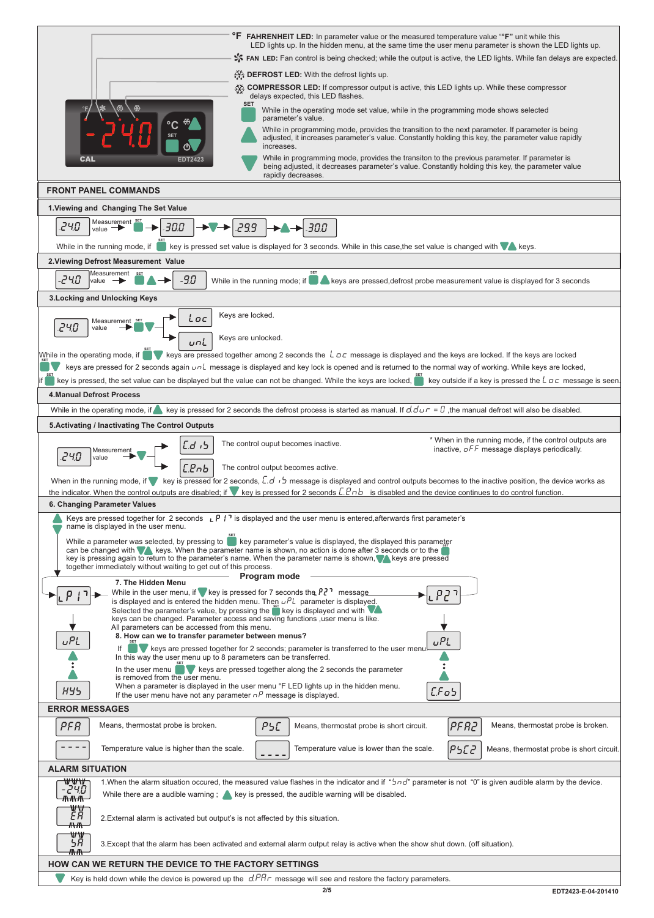°F **FAHRENHEIT LED:** In parameter value or the measured temperature value "°F" unit while this LED lights up. In the hidden menu, at the same time the user menu parameter is shown the LED lights up.

**FAN LED:** Fan control is being checked; while the output is active, the LED lights. While fan delays are expected.

**DEFROST LED:** With the defrost lights up.

**COMPRESSOR LED:** If compressor output is active, this LED lights up. While these compressor delays expected, this LED flashes.

SET: While in the operating mode set value, while in the programming mode shows selected parameter's value.

▲: While in programming mode, provides the transition to the next parameter. If parameter is being adjusted, it increases parameter's value. Constantly holding this key, the parameter value rapidly increases.

▼: While in programming mode, provides the transiton to the previous parameter. If parameter is being adjusted, it decreases parameter's value. Constantly holding this key, the parameter value rapidly decreases.

CAL — EDT2423

## FRONT PANEL COMMANDS

### 1.Viewing and Changing The Set Value

24.0 (Measurement value) → SET → 30.0 → ▼ → 29.9 → ▲ → 30.0

While in the running mode, if SET key is pressed set value is displayed for 3 seconds. While in this case,the set value is changed with ▼▲ keys.

### 2.Viewing Defrost Measurement Value

-24.0 (Measurement value) → SET ▲ → -9.0 While in the running mode; if SET ▲ keys are pressed,defrost probe measurement value is displayed for 3 seconds

### 3.Locking and Unlocking Keys

24.0 (Measurement value) → SET ▼ → Loc: Keys are locked. / unL: Keys are unlocked.

While in the operating mode, if SET ▼ keys are pressed together among 2 seconds the Loc message is displayed and the keys are locked. If the keys are locked SET ▼ keys are pressed for 2 seconds again unL message is displayed and key lock is opened and is returned to the normal way of working. While keys are locked, if SET key is pressed, the set value can be displayed but the value can not be changed. While the keys are locked, SET key outside if a key is pressed the Loc message is seen.

### 4.Manual Defrost Process

While in the operating mode, if ▲ key is pressed for 2 seconds the defrost process is started as manual. If d.dur = 0 ,the manual defrost will also be disabled.

### 5.Activating / Inactivating The Control Outputs

24.0 (Measurement value) → ▼ → Cd is: The control ouput becomes inactive. / CEnb: The control output becomes active.

* When in the running mode, if the control outputs are inactive, oFF message displays periodically.

When in the running mode, if ▼ key is pressed for 2 seconds, C.d is message is displayed and control outputs becomes to the inactive position, the device works as the indicator. When the control outputs are disabled; if ▼ key is pressed for 2 seconds C.Enb is disabled and the device continues to do control function.

### 6. Changing Parameter Values

▲ Keys are pressed together for 2 seconds P1 is displayed and the user menu is entered,afterwards first parameter's name is displayed in the user menu.

While a parameter was selected, by pressing to SET key parameter's value is displayed, the displayed this parameter can be changed with ▼▲ keys. When the parameter name is shown, no action is done after 3 seconds or to the SET key is pressing again to return to the parameter's name. When the parameter name is shown, ▼▲ keys are pressed together immediately without waiting to get out of this process.

**Program mode**

P1 → uPL … HYS; P2 → uPL … CFoS

### 7. The Hidden Menu

While in the user menu, if ▼ key is pressed for 7 seconds the P2 message is displayed and is entered the hidden menu. Then uPL parameter is displayed.
Selected the parameter's value, by pressing the SET key is displayed and with ▼▲ keys can be changed. Parameter access and saving functions ,user menu is like.
All parameters can be accessed from this menu.

### 8. How can we to transfer parameter between menus?

If SET ▼ keys are pressed together for 2 seconds; parameter is transferred to the user menu.
In this way the user menu up to 8 parameters can be transferred.
In the user menu SET ▼ keys are pressed together along the 2 seconds the parameter is removed from the user menu.
When a parameter is displayed in the user menu °F LED lights up in the hidden menu.
If the user menu have not any parameter nP message is displayed.

## ERROR MESSAGES

| | | | | | |
|---|---|---|---|---|---|
| PFA | Means, thermostat probe is broken. | PSC | Means, thermostat probe is short circuit. | PFA2 | Means, thermostat probe is broken. |
| ---- | Temperature value is higher than the scale. | ---- (lower) | Temperature value is lower than the scale. | PSC2 | Means, thermostat probe is short circuit. |

## ALARM SITUATION

-24.0: 1.When the alarm situation occured, the measured value flashes in the indicator and if "Snd" parameter is not "0" is given audible alarm by the device. While there are a audible warning ; ▲ key is pressed, the audible warning will be disabled.

EA: 2.External alarm is activated but output's is not affected by this situation.

SA: 3.Except that the alarm has been activated and external alarm output relay is active when the show shut down. (off situation).

## HOW CAN WE RETURN THE DEVICE TO THE FACTORY SETTINGS

▼ Key is held down while the device is powered up the d.PAr message will see and restore the factory parameters.

EDT2423-E-04-201410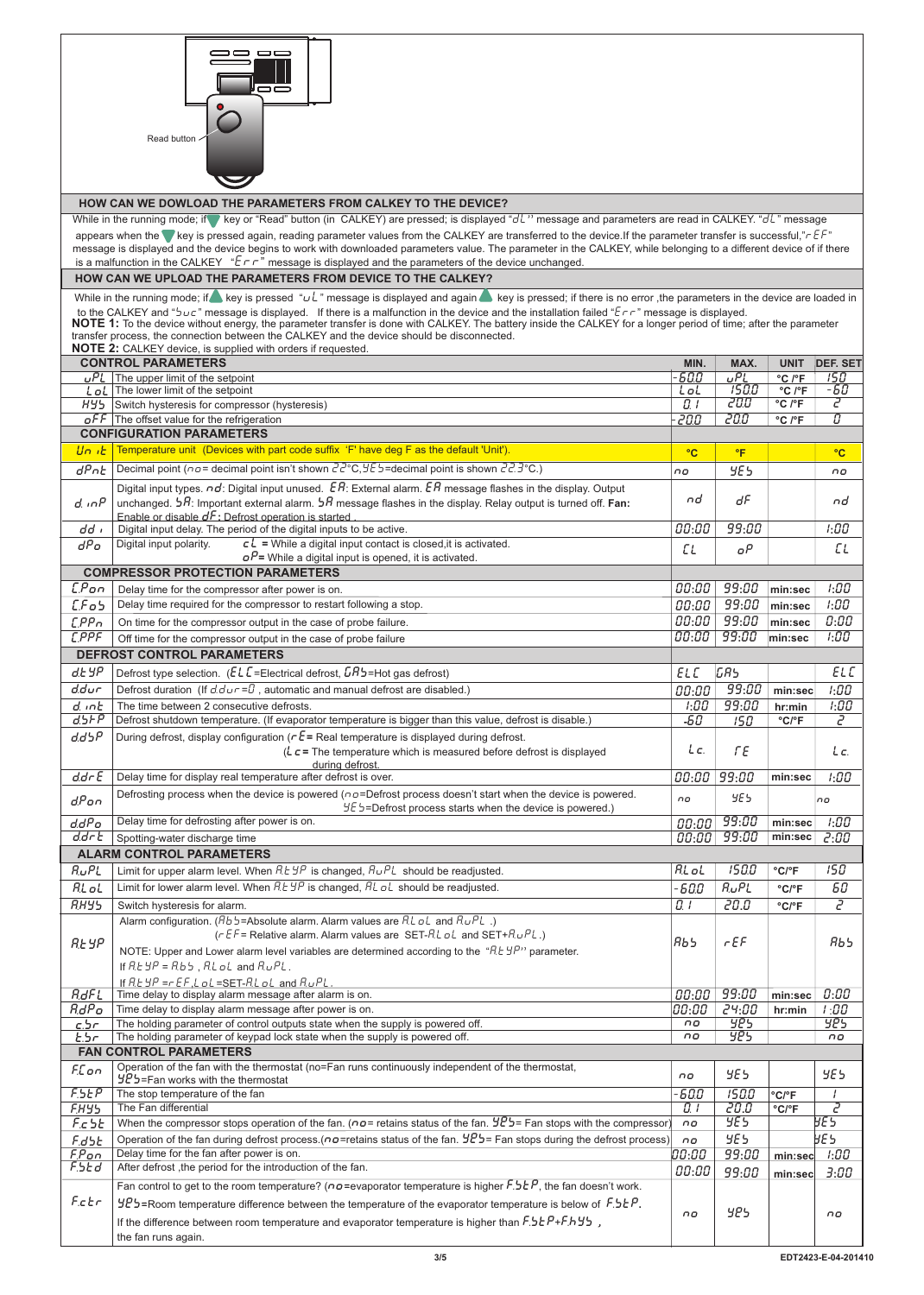Read button

## HOW CAN WE DOWLOAD THE PARAMETERS FROM CALKEY TO THE DEVICE?

While in the running mode; if ▼ key or "Read" button (in CALKEY) are pressed; is displayed "dL" message and parameters are read in CALKEY. "dL" message appears when the ▼ key is pressed again, reading parameter values from the CALKEY are transferred to the device.If the parameter transfer is successful,"rEF" message is displayed and the device begins to work with downloaded parameters value. The parameter in the CALKEY, while belonging to a different device of if there is a malfunction in the CALKEY "Err" message is displayed and the parameters of the device unchanged.

## HOW CAN WE UPLOAD THE PARAMETERS FROM DEVICE TO THE CALKEY?

While in the running mode; if ▲ key is pressed "uL" message is displayed and again ▲ key is pressed; if there is no error ,the parameters in the device are loaded in to the CALKEY and "Suc" message is displayed. If there is a malfunction in the device and the installation failed "Err" message is displayed.

**NOTE 1:** To the device without energy, the parameter transfer is done with CALKEY. The battery inside the CALKEY for a longer period of time; after the parameter transfer process, the connection between the CALKEY and the device should be disconnected.

**NOTE 2:** CALKEY device, is supplied with orders if requested.

| CONTROL PARAMETERS | | MIN. | MAX. | UNIT | DEF. SET |
|---|---|---|---|---|---|
| uPL | The upper limit of the setpoint | -60.0 | uPL | °C /°F | 150 |
| LoL | The lower limit of the setpoint | LoL | 150.0 | °C /°F | -60 |
| HYS | Switch hysteresis for compressor (hysteresis) | 0.1 | 20.0 | °C /°F | 2 |
| oFF | The offset value for the refrigeration | -20.0 | 20.0 | °C /°F | 0 |
| **CONFIGURATION PARAMETERS** | | | | | |
| Unit | Temperature unit (Devices with part code suffix 'F' have deg F as the default 'Unit'). | °C | °F | | °C |
| dPnt | Decimal point (no= decimal point isn't shown 22°C, YES=decimal point is shown 22.3°C.) | no | YES | | no |
| d.inP | Digital input types. nd: Digital input unused. EA: External alarm. EA message flashes in the display. Output unchanged. SA: Important external alarm. SA message flashes in the display. Relay output is turned off. **Fan:** Enable or disable dF: Defrost operation is started . | nd | dF | | nd |
| ddi | Digital input delay. The period of the digital inputs to be active. | 00:00 | 99:00 | | 1:00 |
| dPo | Digital input polarity. CL = While a digital input contact is closed,it is activated. oP= While a digital input is opened, it is activated. | CL | oP | | CL |
| **COMPRESSOR PROTECTION PARAMETERS** | | | | | |
| C.Pon | Delay time for the compressor after power is on. | 00:00 | 99:00 | min:sec | 1:00 |
| C.FoS | Delay time required for the compressor to restart following a stop. | 00:00 | 99:00 | min:sec | 1:00 |
| C.PPn | On time for the compressor output in the case of probe failure. | 00:00 | 99:00 | min:sec | 0:00 |
| C.PPF | Off time for the compressor output in the case of probe failure | 00:00 | 99:00 | min:sec | 1:00 |
| **DEFROST CONTROL PARAMETERS** | | | | | |
| dtYP | Defrost type selection. (ELC=Electrical defrost, GAS=Hot gas defrost) | ELC | GAS | | ELC |
| ddur | Defrost duration (If ddur=0 , automatic and manual defrost are disabled.) | 00:00 | 99:00 | min:sec | 1:00 |
| d.int | The time between 2 consecutive defrosts. | 1:00 | 99:00 | hr:min | 1:00 |
| dStP | Defrost shutdown temperature. (If evaporator temperature is bigger than this value, defrost is disable.) | -60 | 150 | °C/°F | 2 |
| ddSP | During defrost, display configuration (rE= Real temperature is displayed during defrost. (Lc= The temperature which is measured before defrost is displayed during defrost. | Lc. | rE | | Lc. |
| ddrE | Delay time for display real temperature after defrost is over. | 00:00 | 99:00 | min:sec | 1:00 |
| dPon | Defrosting process when the device is powered (no=Defrost process doesn't start when the device is powered. YES=Defrost process starts when the device is powered.) | no | YES | | no |
| ddPo | Delay time for defrosting after power is on. | 00:00 | 99:00 | min:sec | 1:00 |
| ddrt | Spotting-water discharge time | 00:00 | 99:00 | min:sec | 2:00 |
| **ALARM CONTROL PARAMETERS** | | | | | |
| AuPL | Limit for upper alarm level. When AtYP is changed, AuPL should be readjusted. | ALoL | 150.0 | °C/°F | 150 |
| ALoL | Limit for lower alarm level. When AtYP is changed, ALoL should be readjusted. | -60.0 | AuPL | °C/°F | 60 |
| AHYS | Switch hysteresis for alarm. | 0.1 | 20.0 | °C/°F | 2 |
| AtYP | Alarm configuration. (AbS=Absolute alarm. Alarm values are ALoL and AuPL .) (rEF= Relative alarm. Alarm values are SET-ALoL and SET+AuPL .) NOTE: Upper and Lower alarm level variables are determined according to the "AtYP" parameter. If AtYP = AbS , ALoL and AuPL. If AtYP =rEF,LoL=SET-ALoL and AuPL. | AbS | rEF | | AbS |
| AdFL | Time delay to display alarm message after alarm is on. | 00:00 | 99:00 | min:sec | 0:00 |
| AdPo | Time delay to display alarm message after power is on. | 00:00 | 24:00 | hr:min | 1:00 |
| c.Sr | The holding parameter of control outputs state when the supply is powered off. | no | YES | | YES |
| t.Sr | The holding parameter of keypad lock state when the supply is powered off. | no | YES | | no |
| **FAN CONTROL PARAMETERS** | | | | | |
| FCon | Operation of the fan with the thermostat (no=Fan runs continuously independent of the thermostat, YES=Fan works with the thermostat | no | YES | | YES |
| F.StP | The stop temperature of the fan | -60.0 | 150.0 | °C/°F | 1 |
| F.HYS | The Fan differential | 0.1 | 20.0 | °C/°F | 2 |
| F.cSt | When the compressor stops operation of the fan. (no= retains status of the fan. YES= Fan stops with the compressor) | no | YES | | YES |
| F.dSt | Operation of the fan during defrost process.(no=retains status of the fan. YES= Fan stops during the defrost process) | no | YES | | YES |
| F.Pon | Delay time for the fan after power is on. | 00:00 | 99:00 | min:sec | 1:00 |
| F.Std | After defrost ,the period for the introduction of the fan. | 00:00 | 99:00 | min:sec | 3:00 |
| F.ctr | Fan control to get to the room temperature? (no=evaporator temperature is higher F.StP, the fan doesn't work. YES=Room temperature difference between the temperature of the evaporator temperature is below of F.StP. If the difference between room temperature and evaporator temperature is higher than F.StP+F.HYS , the fan runs again. | no | YES | | no |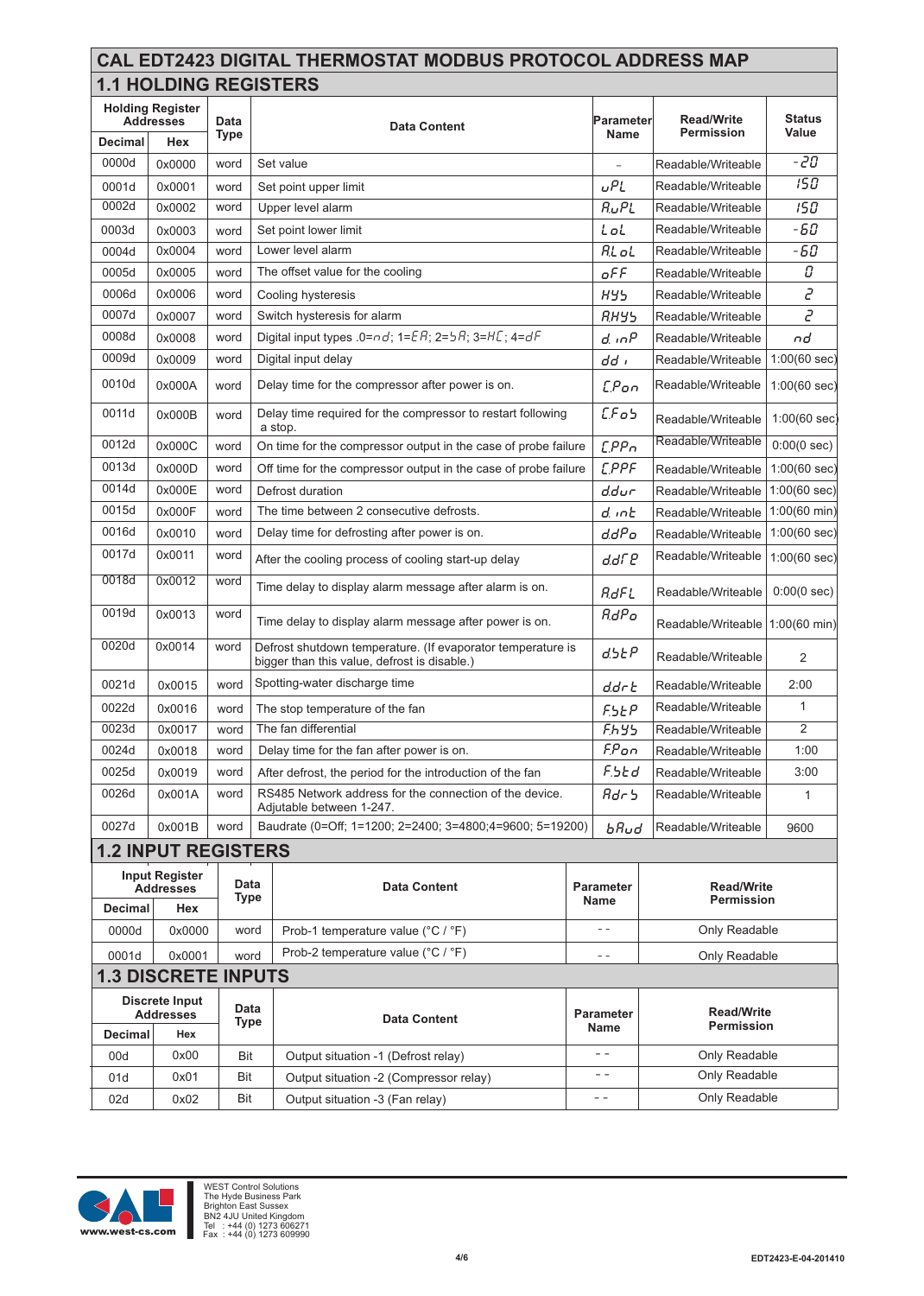# CAL EDT2423 DIGITAL THERMOSTAT MODBUS PROTOCOL ADDRESS MAP

## 1.1 HOLDING REGISTERS

| Holding Register Addresses | | Data Type | Data Content | Parameter Name | Read/Write Permission | Status Value |
|---|---|---|---|---|---|---|
| Decimal | Hex | | | | | |
| 0000d | 0x0000 | word | Set value | – | Readable/Writeable | -20 |
| 0001d | 0x0001 | word | Set point upper limit | uPL | Readable/Writeable | 150 |
| 0002d | 0x0002 | word | Upper level alarm | AuPL | Readable/Writeable | 150 |
| 0003d | 0x0003 | word | Set point lower limit | LoL | Readable/Writeable | -60 |
| 0004d | 0x0004 | word | Lower level alarm | ALoL | Readable/Writeable | -60 |
| 0005d | 0x0005 | word | The offset value for the cooling | oFF | Readable/Writeable | 0 |
| 0006d | 0x0006 | word | Cooling hysteresis | HYS | Readable/Writeable | 2 |
| 0007d | 0x0007 | word | Switch hysteresis for alarm | AHYS | Readable/Writeable | 2 |
| 0008d | 0x0008 | word | Digital input types .0=nd; 1=EA; 2=SA; 3=HC; 4=dF | d. inP | Readable/Writeable | nd |
| 0009d | 0x0009 | word | Digital input delay | dd i | Readable/Writeable | 1:00(60 sec) |
| 0010d | 0x000A | word | Delay time for the compressor after power is on. | CPon | Readable/Writeable | 1:00(60 sec) |
| 0011d | 0x000B | word | Delay time required for the compressor to restart following a stop. | CFoS | Readable/Writeable | 1:00(60 sec) |
| 0012d | 0x000C | word | On time for the compressor output in the case of probe failure | CPPn | Readable/Writeable | 0:00(0 sec) |
| 0013d | 0x000D | word | Off time for the compressor output in the case of probe failure | CPPF | Readable/Writeable | 1:00(60 sec) |
| 0014d | 0x000E | word | Defrost duration | ddur | Readable/Writeable | 1:00(60 sec) |
| 0015d | 0x000F | word | The time between 2 consecutive defrosts. | d. int | Readable/Writeable | 1:00(60 min) |
| 0016d | 0x0010 | word | Delay time for defrosting after power is on. | ddPo | Readable/Writeable | 1:00(60 sec) |
| 0017d | 0x0011 | word | After the cooling process of cooling start-up delay | ddrP | Readable/Writeable | 1:00(60 sec) |
| 0018d | 0x0012 | word | Time delay to display alarm message after alarm is on. | AdFL | Readable/Writeable | 0:00(0 sec) |
| 0019d | 0x0013 | word | Time delay to display alarm message after power is on. | AdPo | Readable/Writeable | 1:00(60 min) |
| 0020d | 0x0014 | word | Defrost shutdown temperature. (If evaporator temperature is bigger than this value, defrost is disable.) | dStP | Readable/Writeable | 2 |
| 0021d | 0x0015 | word | Spotting-water discharge time | ddrt | Readable/Writeable | 2:00 |
| 0022d | 0x0016 | word | The stop temperature of the fan | FStP | Readable/Writeable | 1 |
| 0023d | 0x0017 | word | The fan differential | FhYS | Readable/Writeable | 2 |
| 0024d | 0x0018 | word | Delay time for the fan after power is on. | FPon | Readable/Writeable | 1:00 |
| 0025d | 0x0019 | word | After defrost, the period for the introduction of the fan | FStd | Readable/Writeable | 3:00 |
| 0026d | 0x001A | word | RS485 Network address for the connection of the device. Adjutable between 1-247. | AdrS | Readable/Writeable | 1 |
| 0027d | 0x001B | word | Baudrate (0=Off; 1=1200; 2=2400; 3=4800;4=9600; 5=19200) | bAud | Readable/Writeable | 9600 |

## 1.2 INPUT REGISTERS

| Input Register Addresses | | Data Type | Data Content | Parameter Name | Read/Write Permission |
|---|---|---|---|---|---|
| Decimal | Hex | | | | |
| 0000d | 0x0000 | word | Prob-1 temperature value (°C / °F) | - - | Only Readable |
| 0001d | 0x0001 | word | Prob-2 temperature value (°C / °F) | - - | Only Readable |

## 1.3 DISCRETE INPUTS

| Discrete Input Addresses | | Data Type | Data Content | Parameter Name | Read/Write Permission |
|---|---|---|---|---|---|
| Decimal | Hex | | | | |
| 00d | 0x00 | Bit | Output situation -1 (Defrost relay) | - - | Only Readable |
| 01d | 0x01 | Bit | Output situation -2 (Compressor relay) | - - | Only Readable |
| 02d | 0x02 | Bit | Output situation -3 (Fan relay) | - - | Only Readable |

www.west-cs.com

WEST Control Solutions
The Hyde Business Park
Brighton East Sussex
BN2 4JU United Kingdom
Tel : +44 (0) 1273 606271
Fax : +44 (0) 1273 609990

EDT2423-E-04-201410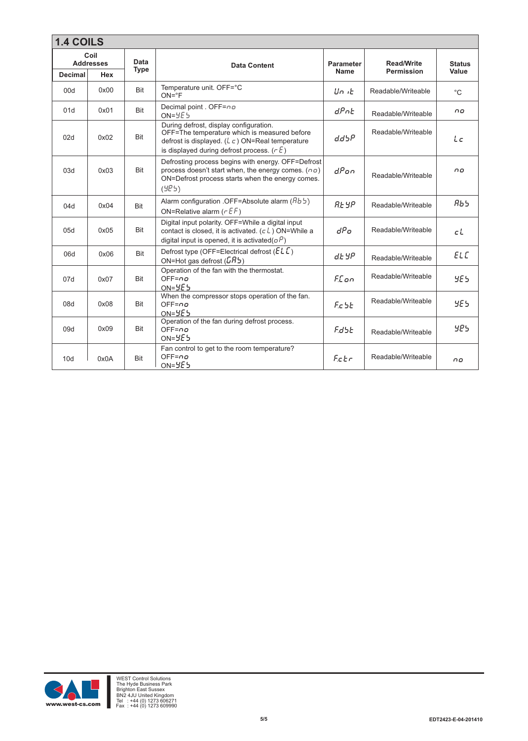## 1.4 COILS

| Coil Addresses | | Data Type | Data Content | Parameter Name | Read/Write Permission | Status Value |
|---|---|---|---|---|---|---|
| Decimal | Hex | | | | | |
| 00d | 0x00 | Bit | Temperature unit. OFF=°C ON=°F | Unit | Readable/Writeable | °C |
| 01d | 0x01 | Bit | Decimal point . OFF=no ON=YES | dPnt | Readable/Writeable | no |
| 02d | 0x02 | Bit | During defrost, display configuration. OFF=The temperature which is measured before defrost is displayed. (Lc) ON=Real temperature is displayed during defrost process. (rE) | ddSP | Readable/Writeable | Lc |
| 03d | 0x03 | Bit | Defrosting process begins with energy. OFF=Defrost process doesn't start when, the energy comes. (no) ON=Defrost process starts when the energy comes. (YES) | dPon | Readable/Writeable | no |
| 04d | 0x04 | Bit | Alarm configuration .OFF=Absolute alarm (Abs) ON=Relative alarm (rEF) | AtYP | Readable/Writeable | Abs |
| 05d | 0x05 | Bit | Digital input polarity. OFF=While a digital input contact is closed, it is activated. (cL) ON=While a digital input is opened, it is activated(oP) | dPo | Readable/Writeable | cL |
| 06d | 0x06 | Bit | Defrost type (OFF=Electrical defrost (ELC) ON=Hot gas defrost (GAS) | dtYP | Readable/Writeable | ELC |
| 07d | 0x07 | Bit | Operation of the fan with the thermostat. OFF=no ON=YES | F.Con | Readable/Writeable | YES |
| 08d | 0x08 | Bit | When the compressor stops operation of the fan. OFF=no ON=YES | F.cSt | Readable/Writeable | YES |
| 09d | 0x09 | Bit | Operation of the fan during defrost process. OFF=no ON=YES | F.dSt | Readable/Writeable | YES |
| 10d | 0x0A | Bit | Fan control to get to the room temperature? OFF=no ON=YES | F.ctr | Readable/Writeable | no |

www.west-cs.com

WEST Control Solutions
The Hyde Business Park
Brighton East Sussex
BN2 4JU United Kingdom
Tel : +44 (0) 1273 606271
Fax : +44 (0) 1273 609990

EDT2423-E-04-201410